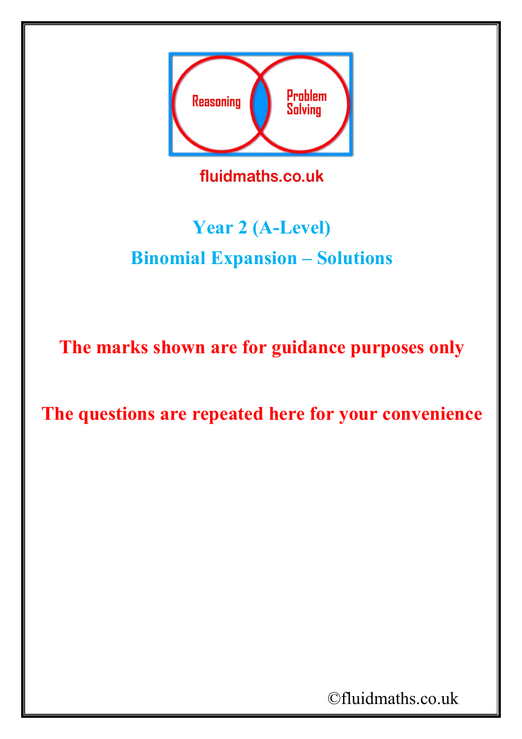Reasoning

Problem Solving

fluidmaths.co.uk

# Year 2 (A-Level)

## Binomial Expansion – Solutions

**The marks shown are for guidance purposes only**

**The questions are repeated here for your convenience**

©fluidmaths.co.uk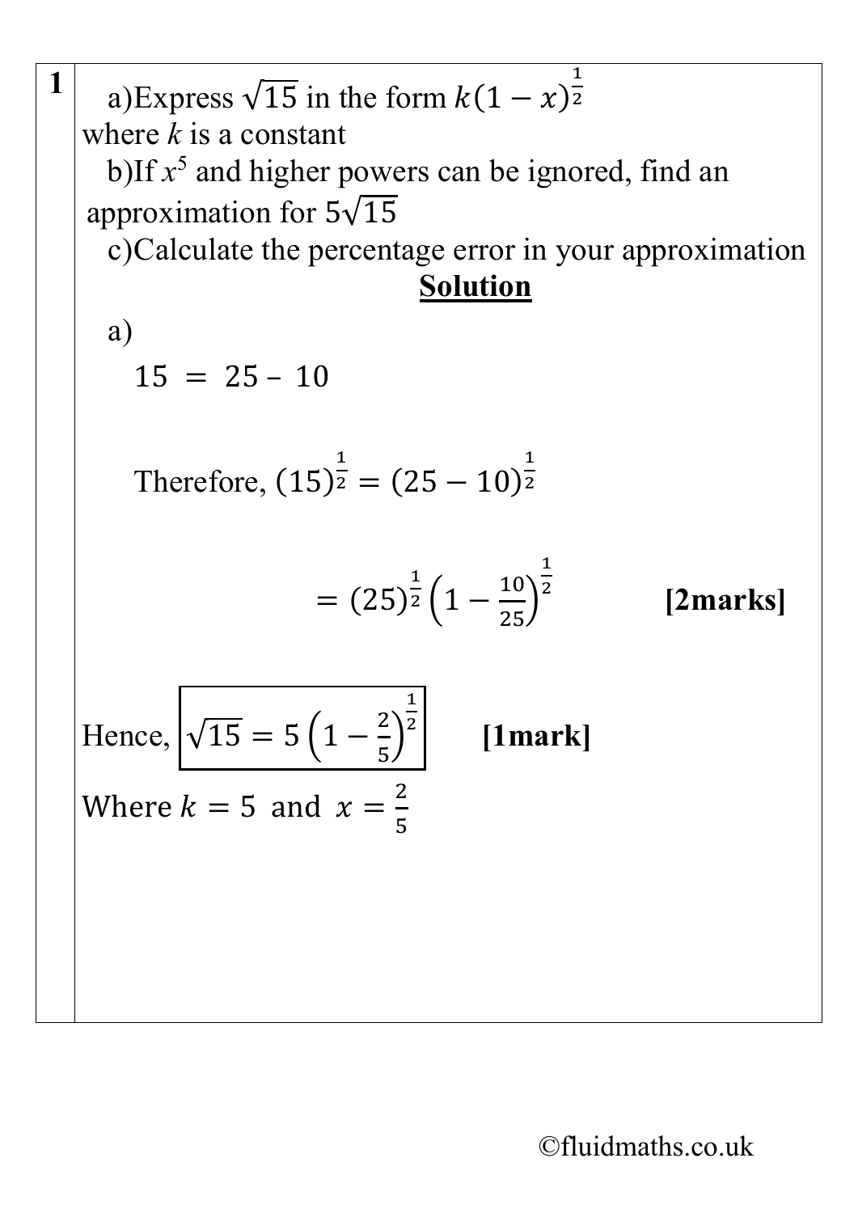**1**

a) Express $\sqrt{15}$ in the form $k(1-x)^{\frac{1}{2}}$ where $k$ is a constant

b) If $x^5$ and higher powers can be ignored, find an approximation for $5\sqrt{15}$

c) Calculate the percentage error in your approximation

**Solution**

a)

$$15 = 25 - 10$$

Therefore, $(15)^{\frac{1}{2}} = (25-10)^{\frac{1}{2}}$

$$= (25)^{\frac{1}{2}}\left(1 - \frac{10}{25}\right)^{\frac{1}{2}}$$ **[2marks]**

Hence, $\boxed{\sqrt{15} = 5\left(1 - \frac{2}{5}\right)^{\frac{1}{2}}}$ **[1mark]**

Where $k = 5$ and $x = \frac{2}{5}$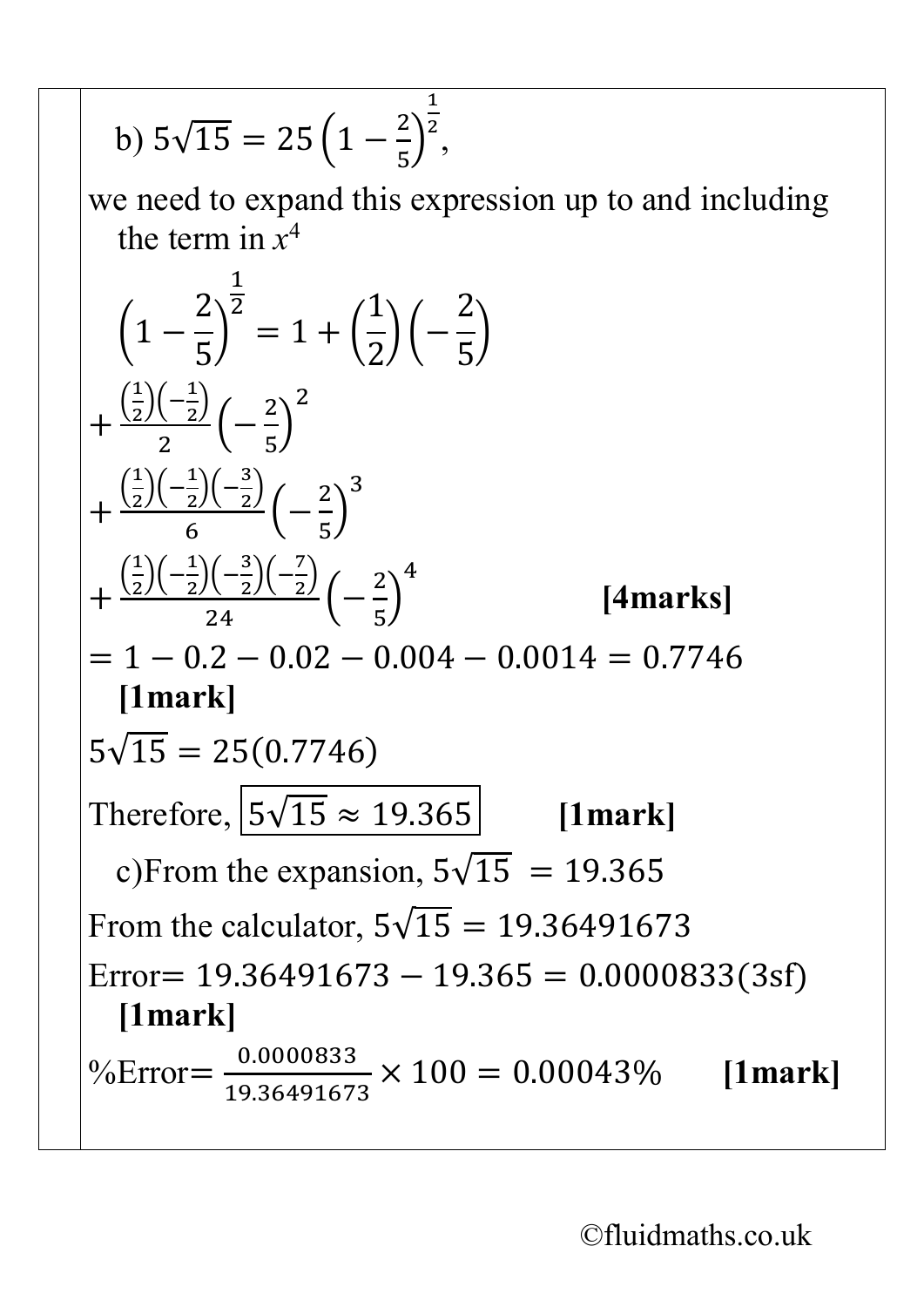b) $5\sqrt{15} = 25\left(1 - \frac{2}{5}\right)^{\frac{1}{2}}$,

we need to expand this expression up to and including the term in $x^4$

$$\left(1 - \frac{2}{5}\right)^{\frac{1}{2}} = 1 + \left(\frac{1}{2}\right)\left(-\frac{2}{5}\right)$$

$$+ \frac{\left(\frac{1}{2}\right)\left(-\frac{1}{2}\right)}{2}\left(-\frac{2}{5}\right)^2$$

$$+ \frac{\left(\frac{1}{2}\right)\left(-\frac{1}{2}\right)\left(-\frac{3}{2}\right)}{6}\left(-\frac{2}{5}\right)^3$$

$$+ \frac{\left(\frac{1}{2}\right)\left(-\frac{1}{2}\right)\left(-\frac{3}{2}\right)\left(-\frac{7}{2}\right)}{24}\left(-\frac{2}{5}\right)^4$$ **[4marks]**

$= 1 - 0.2 - 0.02 - 0.004 - 0.0014 = 0.7746$ **[1mark]**

$5\sqrt{15} = 25(0.7746)$

Therefore, $\boxed{5\sqrt{15} \approx 19.365}$ **[1mark]**

c) From the expansion, $5\sqrt{15} = 19.365$

From the calculator, $5\sqrt{15} = 19.36491673$

Error $= 19.36491673 - 19.365 = 0.0000833(3\text{sf})$ **[1mark]**

%Error $= \frac{0.0000833}{19.36491673} \times 100 = 0.00043\%$ **[1mark]**

©fluidmaths.co.uk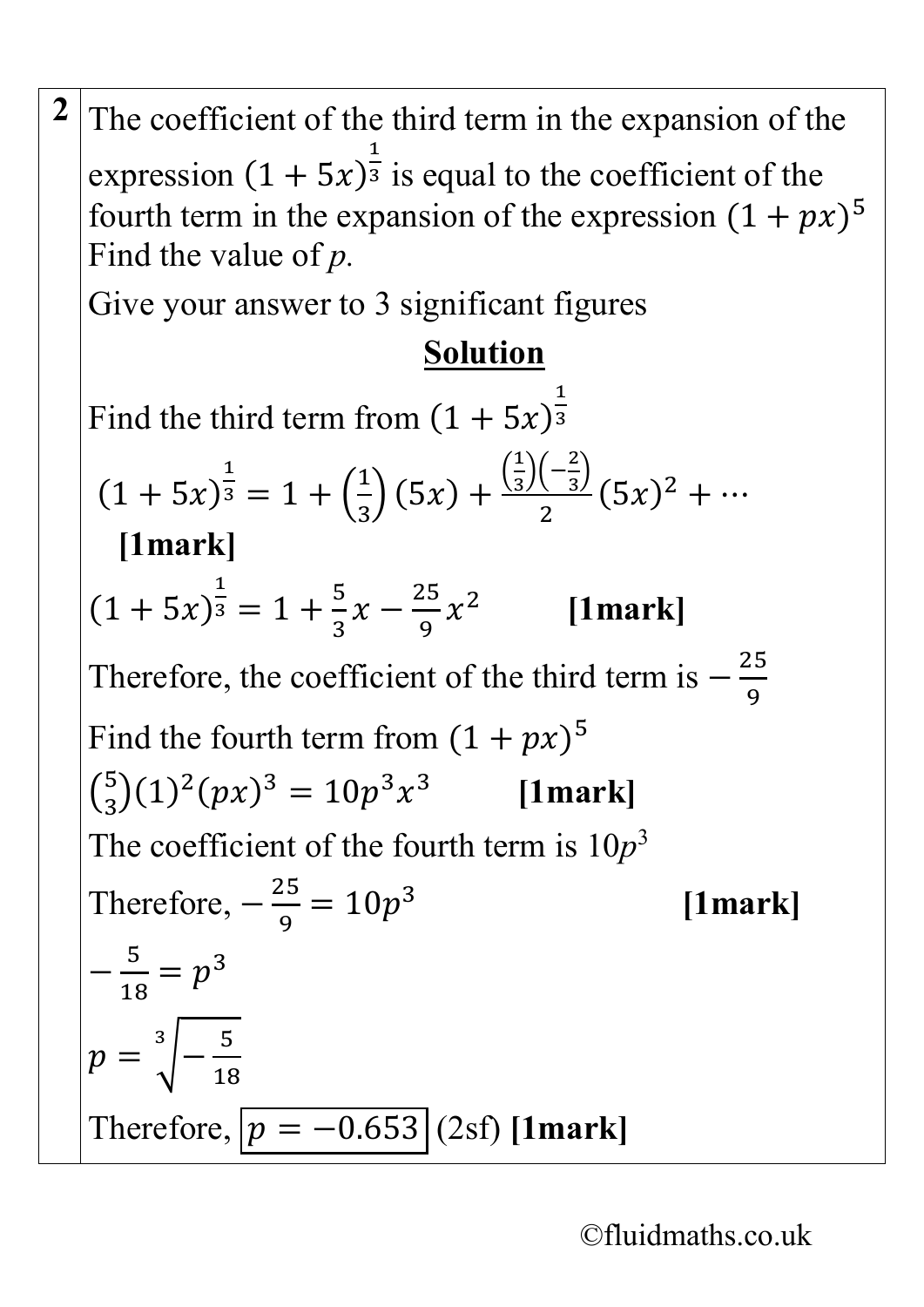**2** The coefficient of the third term in the expansion of the expression $(1+5x)^{\frac{1}{3}}$ is equal to the coefficient of the fourth term in the expansion of the expression $(1+px)^5$

Find the value of *p*.

Give your answer to 3 significant figures

**Solution**

Find the third term from $(1+5x)^{\frac{1}{3}}$

$$(1+5x)^{\frac{1}{3}} = 1 + \left(\frac{1}{3}\right)(5x) + \frac{\left(\frac{1}{3}\right)\left(-\frac{2}{3}\right)}{2}(5x)^2 + \cdots$$

**[1mark]**

$(1+5x)^{\frac{1}{3}} = 1 + \frac{5}{3}x - \frac{25}{9}x^2$ **[1mark]**

Therefore, the coefficient of the third term is $-\frac{25}{9}$

Find the fourth term from $(1+px)^5$

$\binom{5}{3}(1)^2(px)^3 = 10p^3x^3$ **[1mark]**

The coefficient of the fourth term is $10p^3$

Therefore, $-\frac{25}{9} = 10p^3$ **[1mark]**

$-\frac{5}{18} = p^3$

$p = \sqrt[3]{-\frac{5}{18}}$

Therefore, $\boxed{p = -0.653}$ (2sf) **[1mark]**

©fluidmaths.co.uk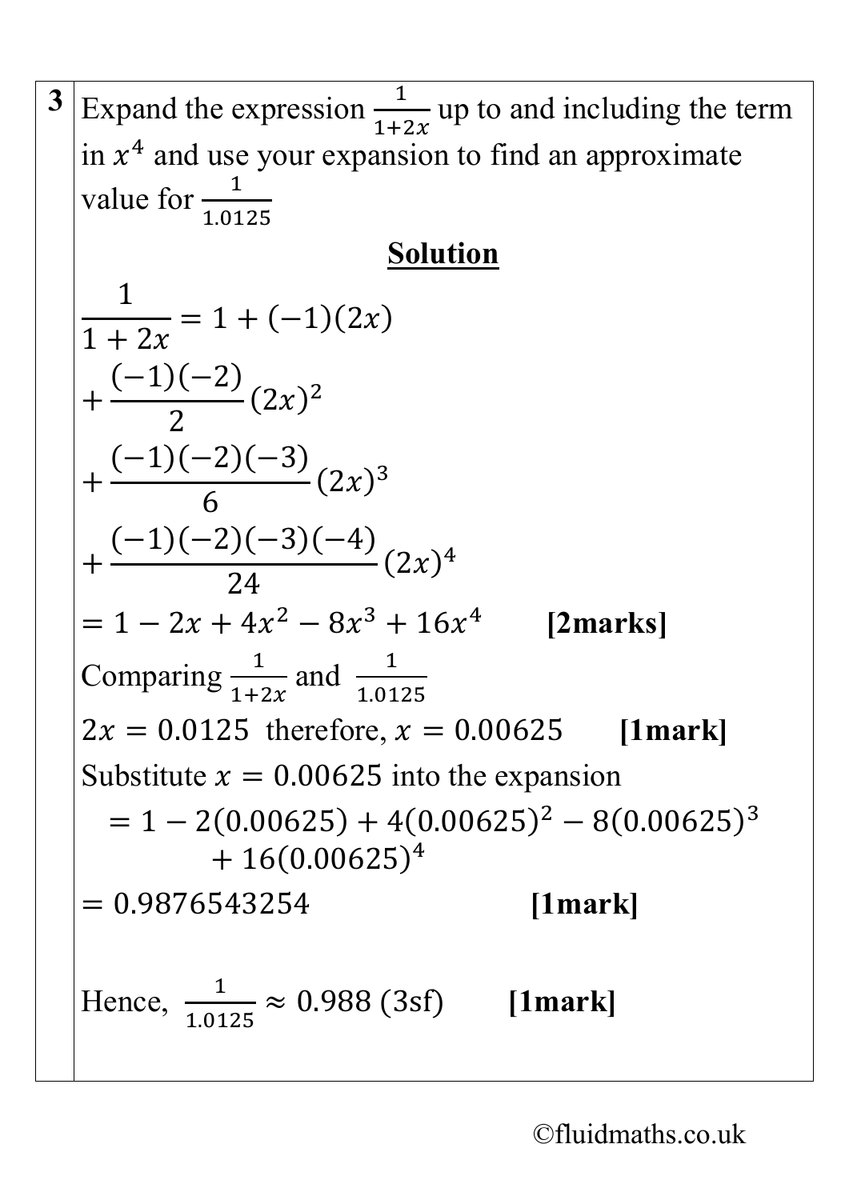**3** Expand the expression $\frac{1}{1+2x}$ up to and including the term in $x^4$ and use your expansion to find an approximate value for $\frac{1}{1.0125}$

**Solution**

$$\frac{1}{1+2x} = 1 + (-1)(2x)$$

$$+ \frac{(-1)(-2)}{2}(2x)^2$$

$$+ \frac{(-1)(-2)(-3)}{6}(2x)^3$$

$$+ \frac{(-1)(-2)(-3)(-4)}{24}(2x)^4$$

$= 1 - 2x + 4x^2 - 8x^3 + 16x^4$ **[2marks]**

Comparing $\frac{1}{1+2x}$ and $\frac{1}{1.0125}$

$2x = 0.0125$ therefore, $x = 0.00625$ **[1mark]**

Substitute $x = 0.00625$ into the expansion

$$= 1 - 2(0.00625) + 4(0.00625)^2 - 8(0.00625)^3 + 16(0.00625)^4$$

$= 0.9876543254$ **[1mark]**

Hence, $\frac{1}{1.0125} \approx 0.988$ (3sf) **[1mark]**

©fluidmaths.co.uk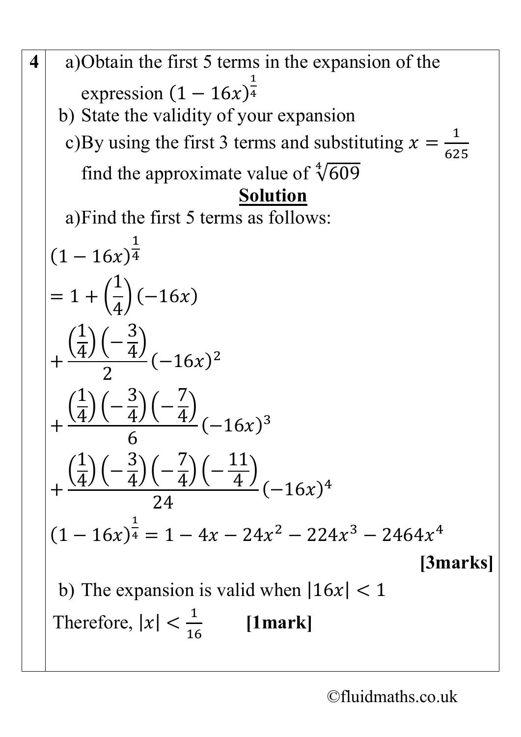**4**

a) Obtain the first 5 terms in the expansion of the expression $(1-16x)^{\frac{1}{4}}$

b) State the validity of your expansion

c) By using the first 3 terms and substituting $x=\frac{1}{625}$ find the approximate value of $\sqrt[4]{609}$

**Solution**

a) Find the first 5 terms as follows:

$$(1-16x)^{\frac{1}{4}}$$

$$= 1 + \left(\frac{1}{4}\right)(-16x)$$

$$+ \frac{\left(\frac{1}{4}\right)\left(-\frac{3}{4}\right)}{2}(-16x)^2$$

$$+ \frac{\left(\frac{1}{4}\right)\left(-\frac{3}{4}\right)\left(-\frac{7}{4}\right)}{6}(-16x)^3$$

$$+ \frac{\left(\frac{1}{4}\right)\left(-\frac{3}{4}\right)\left(-\frac{7}{4}\right)\left(-\frac{11}{4}\right)}{24}(-16x)^4$$

$$(1-16x)^{\frac{1}{4}} = 1 - 4x - 24x^2 - 224x^3 - 2464x^4$$

**[3marks]**

b) The expansion is valid when $|16x| < 1$

Therefore, $|x| < \frac{1}{16}$ **[1mark]**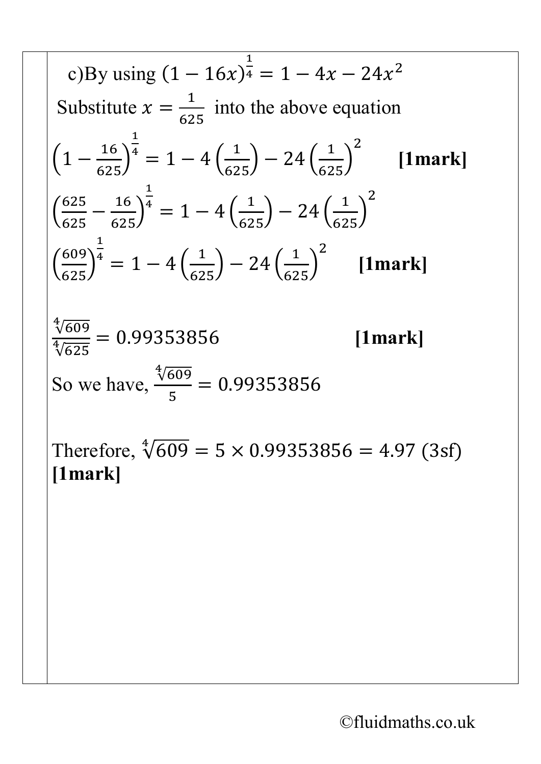c)By using $(1-16x)^{\frac{1}{4}} = 1 - 4x - 24x^2$

Substitute $x = \frac{1}{625}$ into the above equation

$$\left(1 - \frac{16}{625}\right)^{\frac{1}{4}} = 1 - 4\left(\frac{1}{625}\right) - 24\left(\frac{1}{625}\right)^2$$ **[1mark]**

$$\left(\frac{625}{625} - \frac{16}{625}\right)^{\frac{1}{4}} = 1 - 4\left(\frac{1}{625}\right) - 24\left(\frac{1}{625}\right)^2$$

$$\left(\frac{609}{625}\right)^{\frac{1}{4}} = 1 - 4\left(\frac{1}{625}\right) - 24\left(\frac{1}{625}\right)^2$$ **[1mark]**

$$\frac{\sqrt[4]{609}}{\sqrt[4]{625}} = 0.99353856$$ **[1mark]**

So we have, $\frac{\sqrt[4]{609}}{5} = 0.99353856$

Therefore, $\sqrt[4]{609} = 5 \times 0.99353856 = 4.97$ (3sf) **[1mark]**

©fluidmaths.co.uk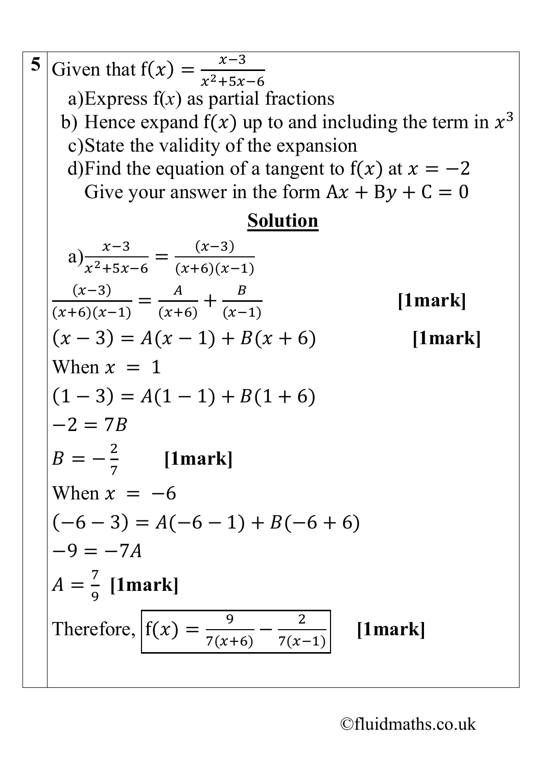**5** Given that $\mathrm{f}(x) = \frac{x-3}{x^2+5x-6}$

a) Express f($x$) as partial fractions

b) Hence expand $\mathrm{f}(x)$ up to and including the term in $x^3$

c) State the validity of the expansion

d) Find the equation of a tangent to $\mathrm{f}(x)$ at $x = -2$

Give your answer in the form $\mathrm{A}x + \mathrm{B}y + \mathrm{C} = 0$

**Solution**

a) $\frac{x-3}{x^2+5x-6} = \frac{(x-3)}{(x+6)(x-1)}$

$\frac{(x-3)}{(x+6)(x-1)} = \frac{A}{(x+6)} + \frac{B}{(x-1)}$ **[1mark]**

$(x-3) = A(x-1) + B(x+6)$ **[1mark]**

When $x = 1$

$(1-3) = A(1-1) + B(1+6)$

$-2 = 7B$

$B = -\frac{2}{7}$ **[1mark]**

When $x = -6$

$(-6-3) = A(-6-1) + B(-6+6)$

$-9 = -7A$

$A = \frac{7}{9}$ **[1mark]**

Therefore, $\boxed{\mathrm{f}(x) = \frac{9}{7(x+6)} - \frac{2}{7(x-1)}}$ **[1mark]**

©fluidmaths.co.uk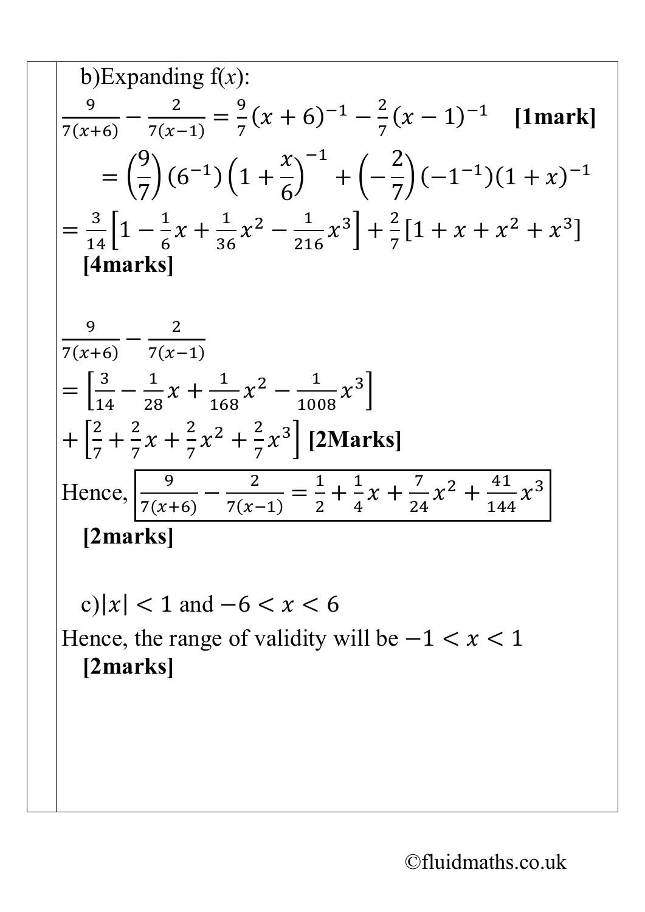b) Expanding f($x$):

$$\frac{9}{7(x+6)} - \frac{2}{7(x-1)} = \frac{9}{7}(x+6)^{-1} - \frac{2}{7}(x-1)^{-1}$$ **[1mark]**

$$= \left(\frac{9}{7}\right)(6^{-1})\left(1+\frac{x}{6}\right)^{-1} + \left(-\frac{2}{7}\right)(-1^{-1})(1+x)^{-1}$$

$$= \frac{3}{14}\left[1 - \frac{1}{6}x + \frac{1}{36}x^2 - \frac{1}{216}x^3\right] + \frac{2}{7}[1 + x + x^2 + x^3]$$

**[4marks]**

$$\frac{9}{7(x+6)} - \frac{2}{7(x-1)}$$

$$= \left[\frac{3}{14} - \frac{1}{28}x + \frac{1}{168}x^2 - \frac{1}{1008}x^3\right]$$

$$+ \left[\frac{2}{7} + \frac{2}{7}x + \frac{2}{7}x^2 + \frac{2}{7}x^3\right]$$ **[2Marks]**

Hence, $\boxed{\frac{9}{7(x+6)} - \frac{2}{7(x-1)} = \frac{1}{2} + \frac{1}{4}x + \frac{7}{24}x^2 + \frac{41}{144}x^3}$

**[2marks]**

c) $|x| < 1$ and $-6 < x < 6$

Hence, the range of validity will be $-1 < x < 1$

**[2marks]**

©fluidmaths.co.uk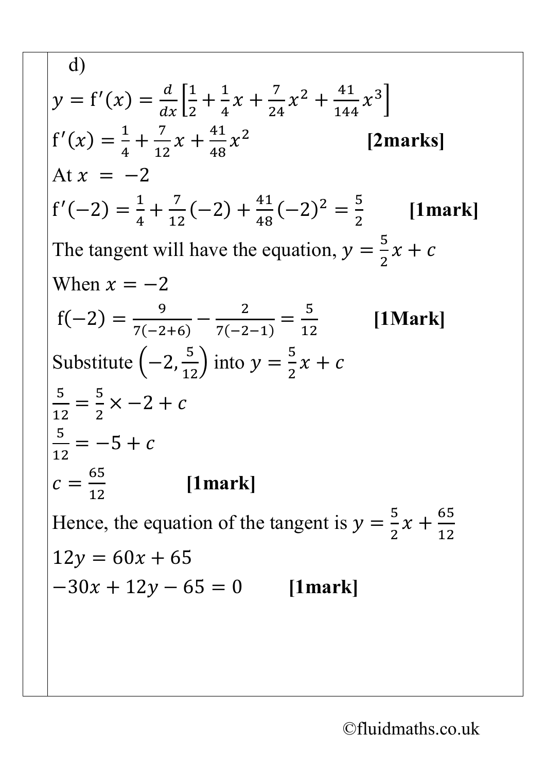d)

$y = \mathrm{f}'(x) = \frac{d}{dx}\left[\frac{1}{2} + \frac{1}{4}x + \frac{7}{24}x^2 + \frac{41}{144}x^3\right]$

$\mathrm{f}'(x) = \frac{1}{4} + \frac{7}{12}x + \frac{41}{48}x^2$ **[2marks]**

At $x = -2$

$\mathrm{f}'(-2) = \frac{1}{4} + \frac{7}{12}(-2) + \frac{41}{48}(-2)^2 = \frac{5}{2}$ **[1mark]**

The tangent will have the equation, $y = \frac{5}{2}x + c$

When $x = -2$

$\mathrm{f}(-2) = \frac{9}{7(-2+6)} - \frac{2}{7(-2-1)} = \frac{5}{12}$ **[1Mark]**

Substitute $\left(-2, \frac{5}{12}\right)$ into $y = \frac{5}{2}x + c$

$\frac{5}{12} = \frac{5}{2} \times -2 + c$

$\frac{5}{12} = -5 + c$

$c = \frac{65}{12}$ **[1mark]**

Hence, the equation of the tangent is $y = \frac{5}{2}x + \frac{65}{12}$

$12y = 60x + 65$

$-30x + 12y - 65 = 0$ **[1mark]**

©fluidmaths.co.uk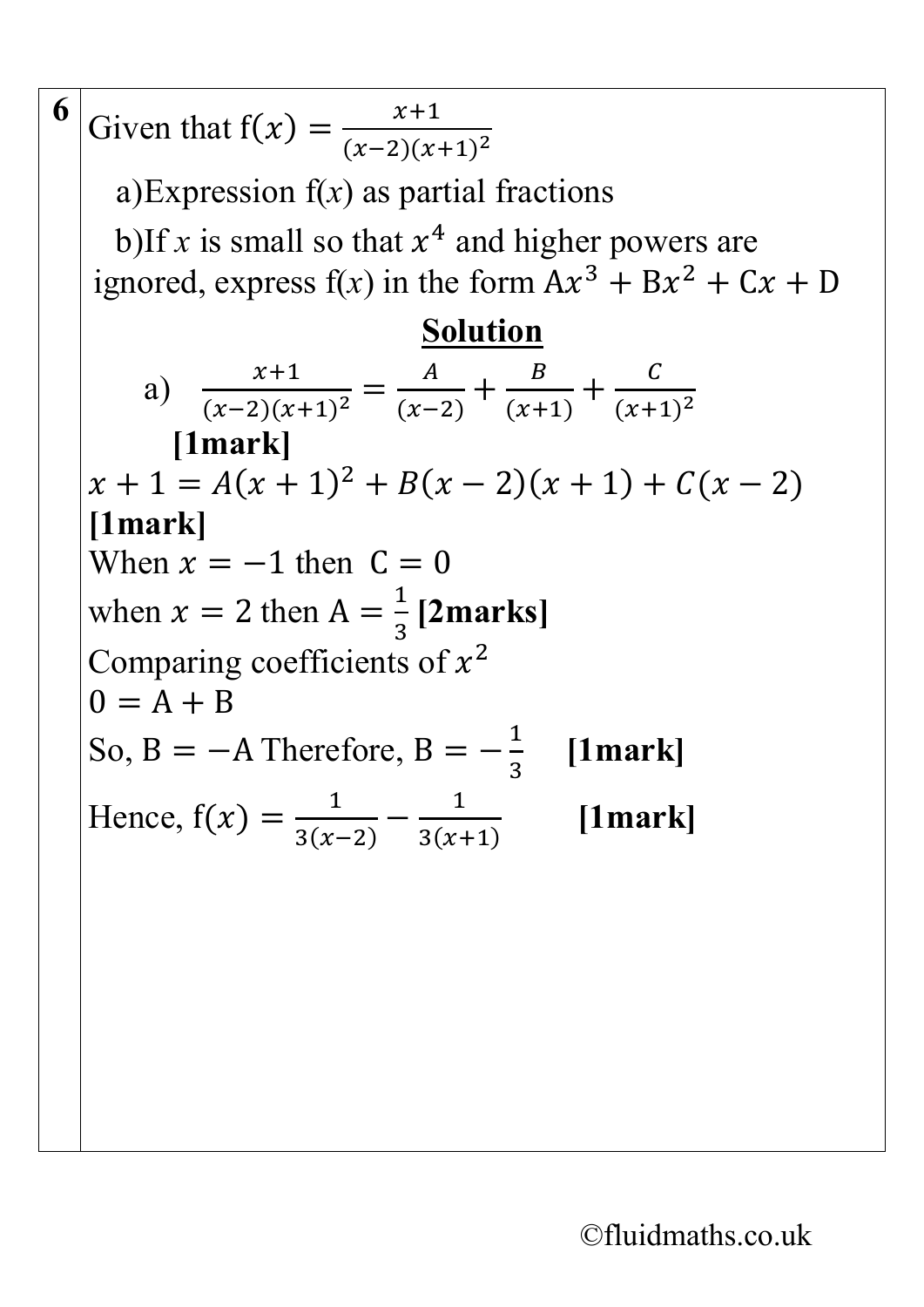**6** Given that $\text{f}(x) = \frac{x+1}{(x-2)(x+1)^2}$

a)Expression f($x$) as partial fractions

b)If $x$ is small so that $x^4$ and higher powers are ignored, express f($x$) in the form $\text{A}x^3 + \text{B}x^2 + \text{C}x + \text{D}$

**Solution**

a) $\frac{x+1}{(x-2)(x+1)^2} = \frac{A}{(x-2)} + \frac{B}{(x+1)} + \frac{C}{(x+1)^2}$

**[1mark]**

$x + 1 = A(x+1)^2 + B(x-2)(x+1) + C(x-2)$

**[1mark]**

When $x = -1$ then $\text{C} = 0$

when $x = 2$ then $\text{A} = \frac{1}{3}$ **[2marks]**

Comparing coefficients of $x^2$

$0 = \text{A} + \text{B}$

So, $\text{B} = -\text{A}$ Therefore, $\text{B} = -\frac{1}{3}$ **[1mark]**

Hence, $\text{f}(x) = \frac{1}{3(x-2)} - \frac{1}{3(x+1)}$ **[1mark]**

©fluidmaths.co.uk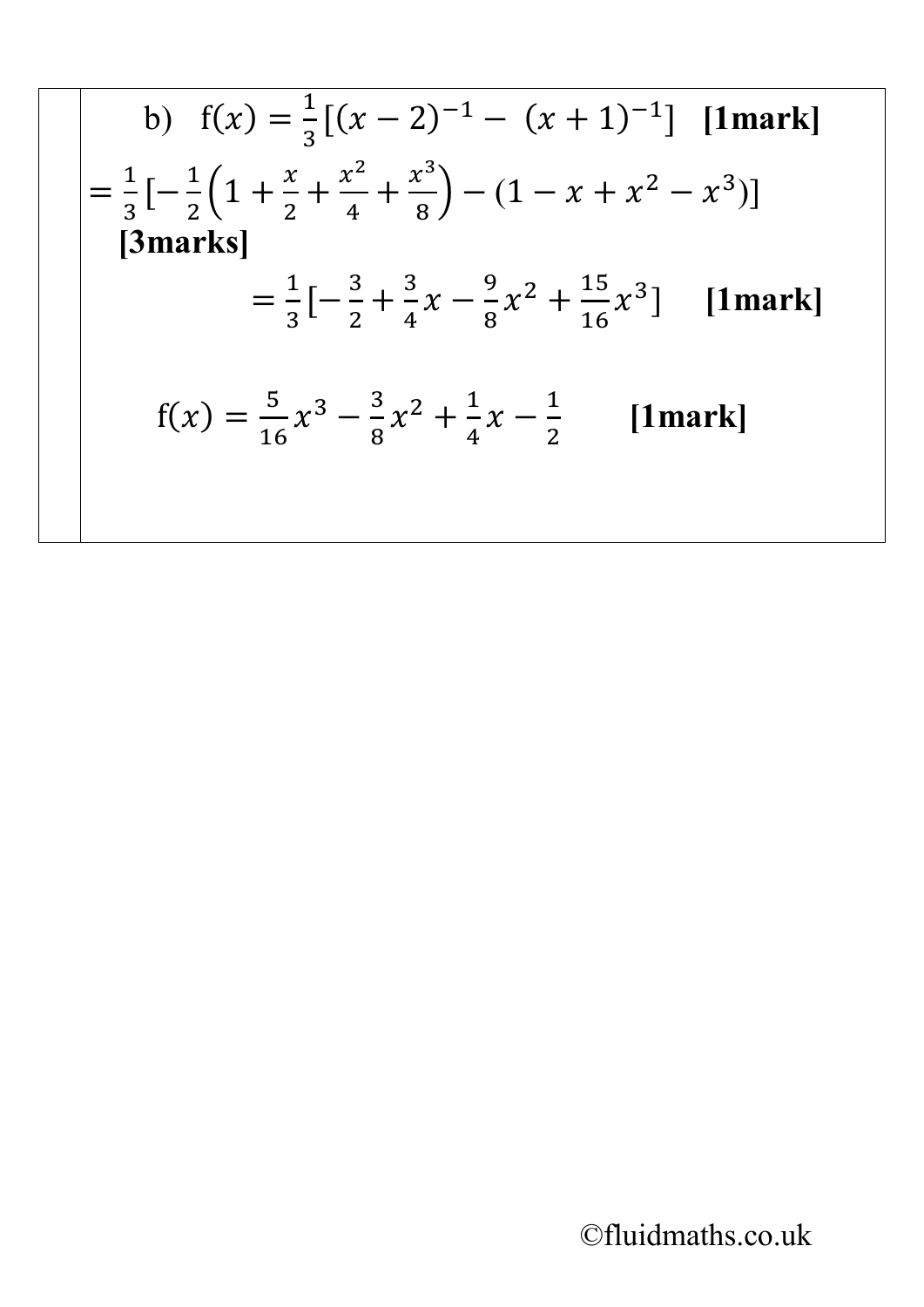b) $\mathrm{f}(x) = \frac{1}{3}[(x-2)^{-1} - (x+1)^{-1}]$ **[1mark]**

$= \frac{1}{3}[-\frac{1}{2}\left(1 + \frac{x}{2} + \frac{x^2}{4} + \frac{x^3}{8}\right) - (1 - x + x^2 - x^3)]$

**[3marks]**

$= \frac{1}{3}[-\frac{3}{2} + \frac{3}{4}x - \frac{9}{8}x^2 + \frac{15}{16}x^3]$ **[1mark]**

$\mathrm{f}(x) = \frac{5}{16}x^3 - \frac{3}{8}x^2 + \frac{1}{4}x - \frac{1}{2}$ **[1mark]**

©fluidmaths.co.uk